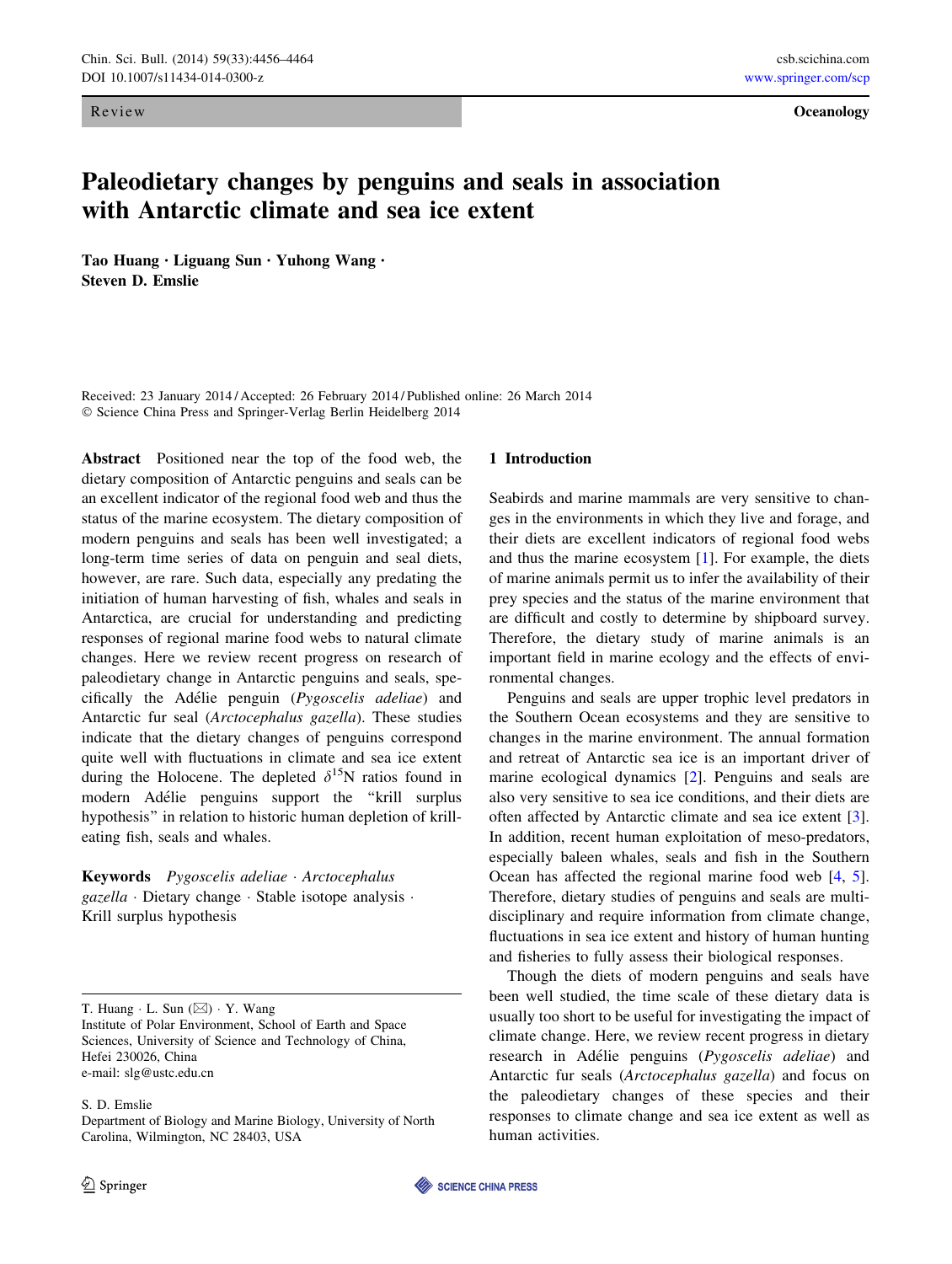Review

Oceanology

# Paleodietary changes by penguins and seals in association with Antarctic climate and sea ice extent

**Tao Huang · Liguang Sun · Yuhong Wang · Steven D. Emslie**

Received: 23 January 2014 / Accepted: 26 February 2014 / Published online: 26 March 2014
© Science China Press and Springer-Verlag Berlin Heidelberg 2014

**Abstract** Positioned near the top of the food web, the dietary composition of Antarctic penguins and seals can be an excellent indicator of the regional food web and thus the status of the marine ecosystem. The dietary composition of modern penguins and seals has been well investigated; a long-term time series of data on penguin and seal diets, however, are rare. Such data, especially any predating the initiation of human harvesting of fish, whales and seals in Antarctica, are crucial for understanding and predicting responses of regional marine food webs to natural climate changes. Here we review recent progress on research of paleodietary change in Antarctic penguins and seals, specifically the Adélie penguin (*Pygoscelis adeliae*) and Antarctic fur seal (*Arctocephalus gazella*). These studies indicate that the dietary changes of penguins correspond quite well with fluctuations in climate and sea ice extent during the Holocene. The depleted $\delta^{15}$N ratios found in modern Adélie penguins support the "krill surplus hypothesis" in relation to historic human depletion of krill-eating fish, seals and whales.

**Keywords** *Pygoscelis adeliae* · *Arctocephalus gazella* · Dietary change · Stable isotope analysis · Krill surplus hypothesis

T. Huang · L. Sun (✉) · Y. Wang
Institute of Polar Environment, School of Earth and Space Sciences, University of Science and Technology of China, Hefei 230026, China
e-mail: slg@ustc.edu.cn

S. D. Emslie
Department of Biology and Marine Biology, University of North Carolina, Wilmington, NC 28403, USA

## 1 Introduction

Seabirds and marine mammals are very sensitive to changes in the environments in which they live and forage, and their diets are excellent indicators of regional food webs and thus the marine ecosystem [1]. For example, the diets of marine animals permit us to infer the availability of their prey species and the status of the marine environment that are difficult and costly to determine by shipboard survey. Therefore, the dietary study of marine animals is an important field in marine ecology and the effects of environmental changes.

Penguins and seals are upper trophic level predators in the Southern Ocean ecosystems and they are sensitive to changes in the marine environment. The annual formation and retreat of Antarctic sea ice is an important driver of marine ecological dynamics [2]. Penguins and seals are also very sensitive to sea ice conditions, and their diets are often affected by Antarctic climate and sea ice extent [3]. In addition, recent human exploitation of meso-predators, especially baleen whales, seals and fish in the Southern Ocean has affected the regional marine food web [4, 5]. Therefore, dietary studies of penguins and seals are multidisciplinary and require information from climate change, fluctuations in sea ice extent and history of human hunting and fisheries to fully assess their biological responses.

Though the diets of modern penguins and seals have been well studied, the time scale of these dietary data is usually too short to be useful for investigating the impact of climate change. Here, we review recent progress in dietary research in Adélie penguins (*Pygoscelis adeliae*) and Antarctic fur seals (*Arctocephalus gazella*) and focus on the paleodietary changes of these species and their responses to climate change and sea ice extent as well as human activities.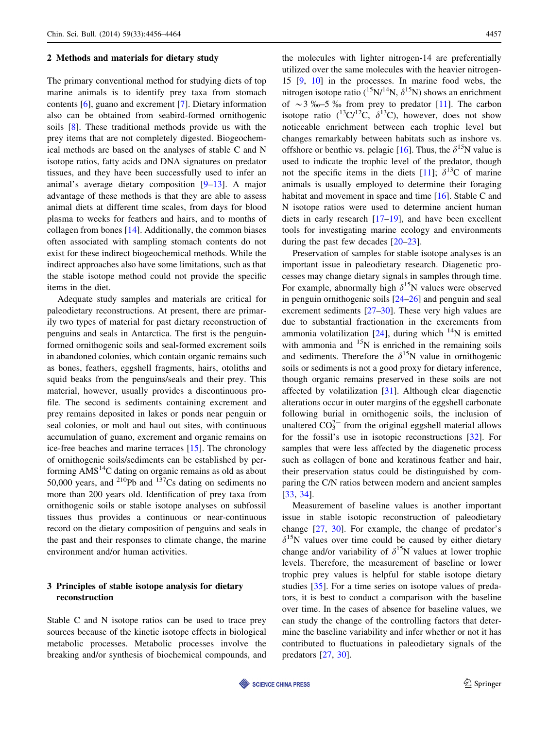## 2 Methods and materials for dietary study

The primary conventional method for studying diets of top marine animals is to identify prey taxa from stomach contents [6], guano and excrement [7]. Dietary information also can be obtained from seabird-formed ornithogenic soils [8]. These traditional methods provide us with the prey items that are not completely digested. Biogeochemical methods are based on the analyses of stable C and N isotope ratios, fatty acids and DNA signatures on predator tissues, and they have been successfully used to infer an animal's average dietary composition [9–13]. A major advantage of these methods is that they are able to assess animal diets at different time scales, from days for blood plasma to weeks for feathers and hairs, and to months of collagen from bones [14]. Additionally, the common biases often associated with sampling stomach contents do not exist for these indirect biogeochemical methods. While the indirect approaches also have some limitations, such as that the stable isotope method could not provide the specific items in the diet.

Adequate study samples and materials are critical for paleodietary reconstructions. At present, there are primarily two types of material for past dietary reconstruction of penguins and seals in Antarctica. The first is the penguin-formed ornithogenic soils and seal-formed excrement soils in abandoned colonies, which contain organic remains such as bones, feathers, eggshell fragments, hairs, otoliths and squid beaks from the penguins/seals and their prey. This material, however, usually provides a discontinuous profile. The second is sediments containing excrement and prey remains deposited in lakes or ponds near penguin or seal colonies, or molt and haul out sites, with continuous accumulation of guano, excrement and organic remains on ice-free beaches and marine terraces [15]. The chronology of ornithogenic soils/sediments can be established by performing AMS$^{14}$C dating on organic remains as old as about 50,000 years, and $^{210}$Pb and $^{137}$Cs dating on sediments no more than 200 years old. Identification of prey taxa from ornithogenic soils or stable isotope analyses on subfossil tissues thus provides a continuous or near-continuous record on the dietary composition of penguins and seals in the past and their responses to climate change, the marine environment and/or human activities.

## 3 Principles of stable isotope analysis for dietary reconstruction

Stable C and N isotope ratios can be used to trace prey sources because of the kinetic isotope effects in biological metabolic processes. Metabolic processes involve the breaking and/or synthesis of biochemical compounds, and the molecules with lighter nitrogen-14 are preferentially utilized over the same molecules with the heavier nitrogen-15 [9, 10] in the processes. In marine food webs, the nitrogen isotope ratio ($^{15}$N/$^{14}$N, $\delta^{15}$N) shows an enrichment of ~3 ‰–5 ‰ from prey to predator [11]. The carbon isotope ratio ($^{13}$C/$^{12}$C, $\delta^{13}$C), however, does not show noticeable enrichment between each trophic level but changes remarkably between habitats such as inshore vs. offshore or benthic vs. pelagic [16]. Thus, the $\delta^{15}$N value is used to indicate the trophic level of the predator, though not the specific items in the diets [11]; $\delta^{13}$C of marine animals is usually employed to determine their foraging habitat and movement in space and time [16]. Stable C and N isotope ratios were used to determine ancient human diets in early research [17–19], and have been excellent tools for investigating marine ecology and environments during the past few decades [20–23].

Preservation of samples for stable isotope analyses is an important issue in paleodietary research. Diagenetic processes may change dietary signals in samples through time. For example, abnormally high $\delta^{15}$N values were observed in penguin ornithogenic soils [24–26] and penguin and seal excrement sediments [27–30]. These very high values are due to substantial fractionation in the excrements from ammonia volatilization [24], during which $^{14}$N is emitted with ammonia and $^{15}$N is enriched in the remaining soils and sediments. Therefore the $\delta^{15}$N value in ornithogenic soils or sediments is not a good proxy for dietary inference, though organic remains preserved in these soils are not affected by volatilization [31]. Although clear diagenetic alterations occur in outer margins of the eggshell carbonate following burial in ornithogenic soils, the inclusion of unaltered $CO_3^{2-}$ from the original eggshell material allows for the fossil's use in isotopic reconstructions [32]. For samples that were less affected by the diagenetic process such as collagen of bone and keratinous feather and hair, their preservation status could be distinguished by comparing the C/N ratios between modern and ancient samples [33, 34].

Measurement of baseline values is another important issue in stable isotopic reconstruction of paleodietary change [27, 30]. For example, the change of predator's $\delta^{15}$N values over time could be caused by either dietary change and/or variability of $\delta^{15}$N values at lower trophic levels. Therefore, the measurement of baseline or lower trophic prey values is helpful for stable isotope dietary studies [35]. For a time series on isotope values of predators, it is best to conduct a comparison with the baseline over time. In the cases of absence for baseline values, we can study the change of the controlling factors that determine the baseline variability and infer whether or not it has contributed to fluctuations in paleodietary signals of the predators [27, 30].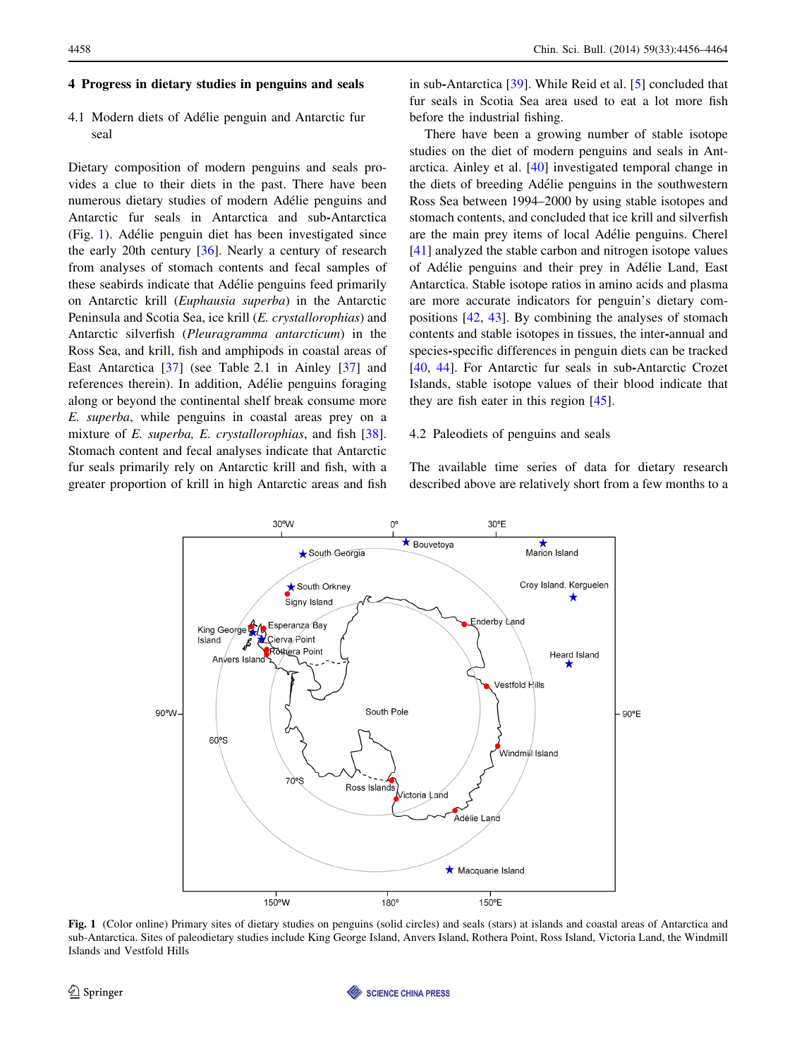## 4 Progress in dietary studies in penguins and seals

### 4.1 Modern diets of Adélie penguin and Antarctic fur seal

Dietary composition of modern penguins and seals provides a clue to their diets in the past. There have been numerous dietary studies of modern Adélie penguins and Antarctic fur seals in Antarctica and sub-Antarctica (Fig. 1). Adélie penguin diet has been investigated since the early 20th century [36]. Nearly a century of research from analyses of stomach contents and fecal samples of these seabirds indicate that Adélie penguins feed primarily on Antarctic krill (*Euphausia superba*) in the Antarctic Peninsula and Scotia Sea, ice krill (*E. crystallorophias*) and Antarctic silverfish (*Pleuragramma antarcticum*) in the Ross Sea, and krill, fish and amphipods in coastal areas of East Antarctica [37] (see Table 2.1 in Ainley [37] and references therein). In addition, Adélie penguins foraging along or beyond the continental shelf break consume more *E. superba*, while penguins in coastal areas prey on a mixture of *E. superba, E. crystallorophias*, and fish [38]. Stomach content and fecal analyses indicate that Antarctic fur seals primarily rely on Antarctic krill and fish, with a greater proportion of krill in high Antarctic areas and fish in sub-Antarctica [39]. While Reid et al. [5] concluded that fur seals in Scotia Sea area used to eat a lot more fish before the industrial fishing.

There have been a growing number of stable isotope studies on the diet of modern penguins and seals in Antarctica. Ainley et al. [40] investigated temporal change in the diets of breeding Adélie penguins in the southwestern Ross Sea between 1994–2000 by using stable isotopes and stomach contents, and concluded that ice krill and silverfish are the main prey items of local Adélie penguins. Cherel [41] analyzed the stable carbon and nitrogen isotope values of Adélie penguins and their prey in Adélie Land, East Antarctica. Stable isotope ratios in amino acids and plasma are more accurate indicators for penguin's dietary compositions [42, 43]. By combining the analyses of stomach contents and stable isotopes in tissues, the inter-annual and species-specific differences in penguin diets can be tracked [40, 44]. For Antarctic fur seals in sub-Antarctic Crozet Islands, stable isotope values of their blood indicate that they are fish eater in this region [45].

### 4.2 Paleodiets of penguins and seals

The available time series of data for dietary research described above are relatively short from a few months to a

**Fig. 1** (Color online) Primary sites of dietary studies on penguins (solid circles) and seals (stars) at islands and coastal areas of Antarctica and sub-Antarctica. Sites of paleodietary studies include King George Island, Anvers Island, Rothera Point, Ross Island, Victoria Land, the Windmill Islands and Vestfold Hills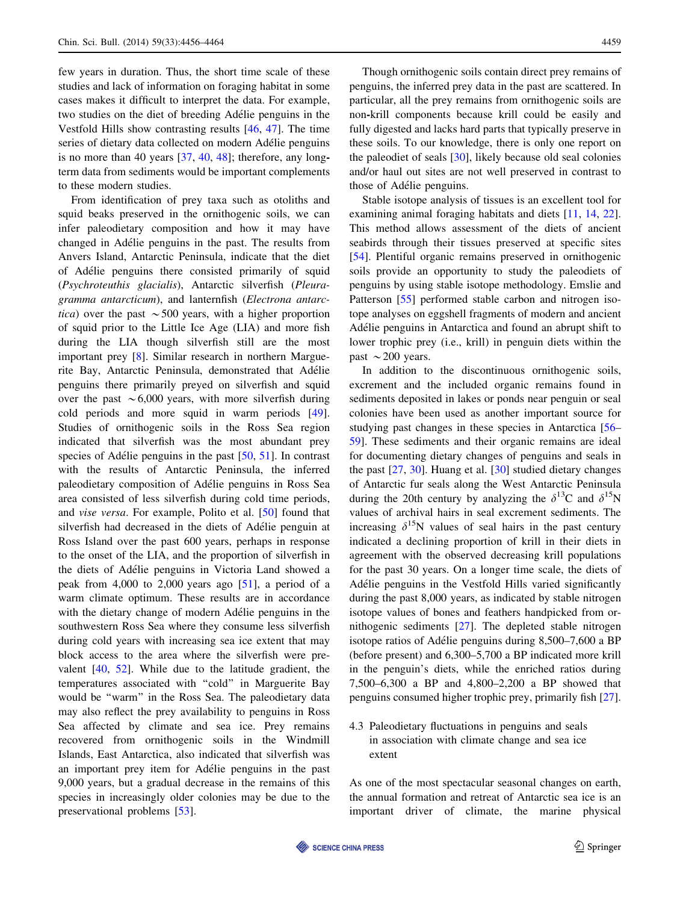few years in duration. Thus, the short time scale of these studies and lack of information on foraging habitat in some cases makes it difficult to interpret the data. For example, two studies on the diet of breeding Adélie penguins in the Vestfold Hills show contrasting results [46, 47]. The time series of dietary data collected on modern Adélie penguins is no more than 40 years [37, 40, 48]; therefore, any long-term data from sediments would be important complements to these modern studies.

From identification of prey taxa such as otoliths and squid beaks preserved in the ornithogenic soils, we can infer paleodietary composition and how it may have changed in Adélie penguins in the past. The results from Anvers Island, Antarctic Peninsula, indicate that the diet of Adélie penguins there consisted primarily of squid (*Psychroteuthis glacialis*), Antarctic silverfish (*Pleuragramma antarcticum*), and lanternfish (*Electrona antarctica*) over the past ~500 years, with a higher proportion of squid prior to the Little Ice Age (LIA) and more fish during the LIA though silverfish still are the most important prey [8]. Similar research in northern Marguerite Bay, Antarctic Peninsula, demonstrated that Adélie penguins there primarily preyed on silverfish and squid over the past ~6,000 years, with more silverfish during cold periods and more squid in warm periods [49]. Studies of ornithogenic soils in the Ross Sea region indicated that silverfish was the most abundant prey species of Adélie penguins in the past [50, 51]. In contrast with the results of Antarctic Peninsula, the inferred paleodietary composition of Adélie penguins in Ross Sea area consisted of less silverfish during cold time periods, and *vise versa*. For example, Polito et al. [50] found that silverfish had decreased in the diets of Adélie penguin at Ross Island over the past 600 years, perhaps in response to the onset of the LIA, and the proportion of silverfish in the diets of Adélie penguins in Victoria Land showed a peak from 4,000 to 2,000 years ago [51], a period of a warm climate optimum. These results are in accordance with the dietary change of modern Adélie penguins in the southwestern Ross Sea where they consume less silverfish during cold years with increasing sea ice extent that may block access to the area where the silverfish were prevalent [40, 52]. While due to the latitude gradient, the temperatures associated with "cold" in Marguerite Bay would be "warm" in the Ross Sea. The paleodietary data may also reflect the prey availability to penguins in Ross Sea affected by climate and sea ice. Prey remains recovered from ornithogenic soils in the Windmill Islands, East Antarctica, also indicated that silverfish was an important prey item for Adélie penguins in the past 9,000 years, but a gradual decrease in the remains of this species in increasingly older colonies may be due to the preservational problems [53].

Though ornithogenic soils contain direct prey remains of penguins, the inferred prey data in the past are scattered. In particular, all the prey remains from ornithogenic soils are non-krill components because krill could be easily and fully digested and lacks hard parts that typically preserve in these soils. To our knowledge, there is only one report on the paleodiet of seals [30], likely because old seal colonies and/or haul out sites are not well preserved in contrast to those of Adélie penguins.

Stable isotope analysis of tissues is an excellent tool for examining animal foraging habitats and diets [11, 14, 22]. This method allows assessment of the diets of ancient seabirds through their tissues preserved at specific sites [54]. Plentiful organic remains preserved in ornithogenic soils provide an opportunity to study the paleodiets of penguins by using stable isotope methodology. Emslie and Patterson [55] performed stable carbon and nitrogen isotope analyses on eggshell fragments of modern and ancient Adélie penguins in Antarctica and found an abrupt shift to lower trophic prey (i.e., krill) in penguin diets within the past ~200 years.

In addition to the discontinuous ornithogenic soils, excrement and the included organic remains found in sediments deposited in lakes or ponds near penguin or seal colonies have been used as another important source for studying past changes in these species in Antarctica [56–59]. These sediments and their organic remains are ideal for documenting dietary changes of penguins and seals in the past [27, 30]. Huang et al. [30] studied dietary changes of Antarctic fur seals along the West Antarctic Peninsula during the 20th century by analyzing the $\delta^{13}C$ and $\delta^{15}N$ values of archival hairs in seal excrement sediments. The increasing $\delta^{15}N$ values of seal hairs in the past century indicated a declining proportion of krill in their diets in agreement with the observed decreasing krill populations for the past 30 years. On a longer time scale, the diets of Adélie penguins in the Vestfold Hills varied significantly during the past 8,000 years, as indicated by stable nitrogen isotope values of bones and feathers handpicked from ornithogenic sediments [27]. The depleted stable nitrogen isotope ratios of Adélie penguins during 8,500–7,600 a BP (before present) and 6,300–5,700 a BP indicated more krill in the penguin's diets, while the enriched ratios during 7,500–6,300 a BP and 4,800–2,200 a BP showed that penguins consumed higher trophic prey, primarily fish [27].

### 4.3 Paleodietary fluctuations in penguins and seals in association with climate change and sea ice extent

As one of the most spectacular seasonal changes on earth, the annual formation and retreat of Antarctic sea ice is an important driver of climate, the marine physical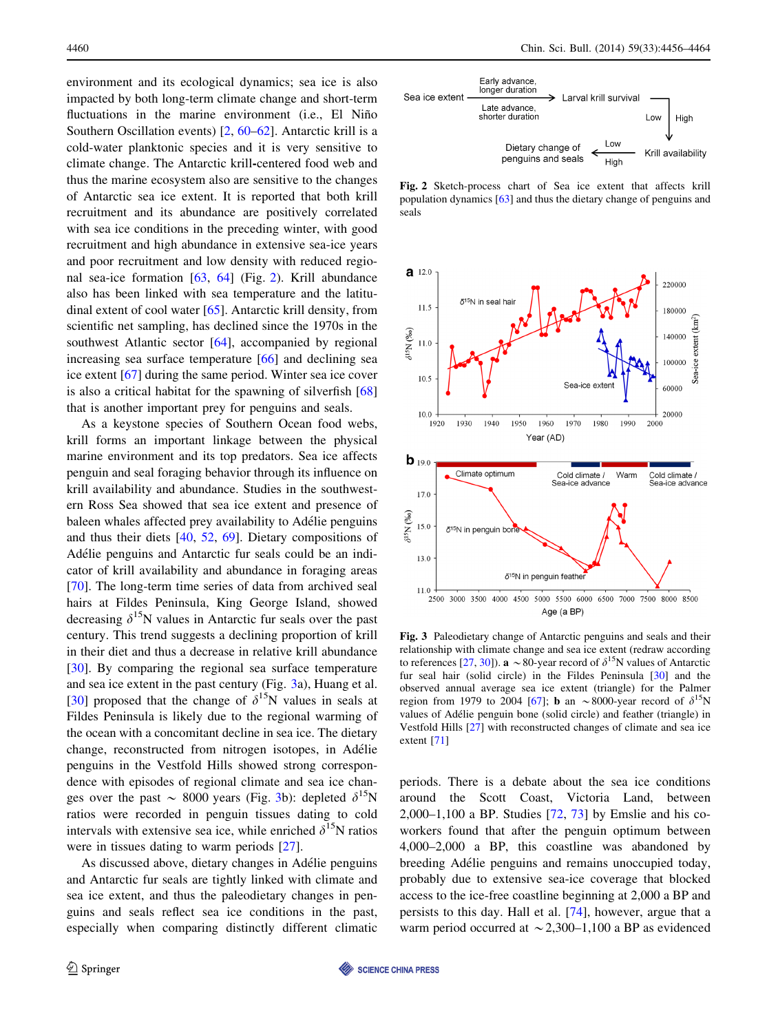environment and its ecological dynamics; sea ice is also impacted by both long-term climate change and short-term fluctuations in the marine environment (i.e., El Niño Southern Oscillation events) [2, 60–62]. Antarctic krill is a cold-water planktonic species and it is very sensitive to climate change. The Antarctic krill-centered food web and thus the marine ecosystem also are sensitive to the changes of Antarctic sea ice extent. It is reported that both krill recruitment and its abundance are positively correlated with sea ice conditions in the preceding winter, with good recruitment and high abundance in extensive sea-ice years and poor recruitment and low density with reduced regional sea-ice formation [63, 64] (Fig. 2). Krill abundance also has been linked with sea temperature and the latitudinal extent of cool water [65]. Antarctic krill density, from scientific net sampling, has declined since the 1970s in the southwest Atlantic sector [64], accompanied by regional increasing sea surface temperature [66] and declining sea ice extent [67] during the same period. Winter sea ice cover is also a critical habitat for the spawning of silverfish [68] that is another important prey for penguins and seals.

As a keystone species of Southern Ocean food webs, krill forms an important linkage between the physical marine environment and its top predators. Sea ice affects penguin and seal foraging behavior through its influence on krill availability and abundance. Studies in the southwestern Ross Sea showed that sea ice extent and presence of baleen whales affected prey availability to Adélie penguins and thus their diets [40, 52, 69]. Dietary compositions of Adélie penguins and Antarctic fur seals could be an indicator of krill availability and abundance in foraging areas [70]. The long-term time series of data from archived seal hairs at Fildes Peninsula, King George Island, showed decreasing $\delta^{15}$N values in Antarctic fur seals over the past century. This trend suggests a declining proportion of krill in their diet and thus a decrease in relative krill abundance [30]. By comparing the regional sea surface temperature and sea ice extent in the past century (Fig. 3a), Huang et al. [30] proposed that the change of $\delta^{15}$N values in seals at Fildes Peninsula is likely due to the regional warming of the ocean with a concomitant decline in sea ice. The dietary change, reconstructed from nitrogen isotopes, in Adélie penguins in the Vestfold Hills showed strong correspondence with episodes of regional climate and sea ice changes over the past ~ 8000 years (Fig. 3b): depleted $\delta^{15}$N ratios were recorded in penguin tissues dating to cold intervals with extensive sea ice, while enriched $\delta^{15}$N ratios were in tissues dating to warm periods [27].

As discussed above, dietary changes in Adélie penguins and Antarctic fur seals are tightly linked with climate and sea ice extent, and thus the paleodietary changes in penguins and seals reflect sea ice conditions in the past, especially when comparing distinctly different climatic

**Fig. 2** Sketch-process chart of Sea ice extent that affects krill population dynamics [63] and thus the dietary change of penguins and seals

**Fig. 3** Paleodietary change of Antarctic penguins and seals and their relationship with climate change and sea ice extent (redraw according to references [27, 30]). **a** ~80-year record of $\delta^{15}$N values of Antarctic fur seal hair (solid circle) in the Fildes Peninsula [30] and the observed annual average sea ice extent (triangle) for the Palmer region from 1979 to 2004 [67]; **b** an ~8000-year record of $\delta^{15}$N values of Adélie penguin bone (solid circle) and feather (triangle) in Vestfold Hills [27] with reconstructed changes of climate and sea ice extent [71]

periods. There is a debate about the sea ice conditions around the Scott Coast, Victoria Land, between 2,000–1,100 a BP. Studies [72, 73] by Emslie and his coworkers found that after the penguin optimum between 4,000–2,000 a BP, this coastline was abandoned by breeding Adélie penguins and remains unoccupied today, probably due to extensive sea-ice coverage that blocked access to the ice-free coastline beginning at 2,000 a BP and persists to this day. Hall et al. [74], however, argue that a warm period occurred at ~2,300–1,100 a BP as evidenced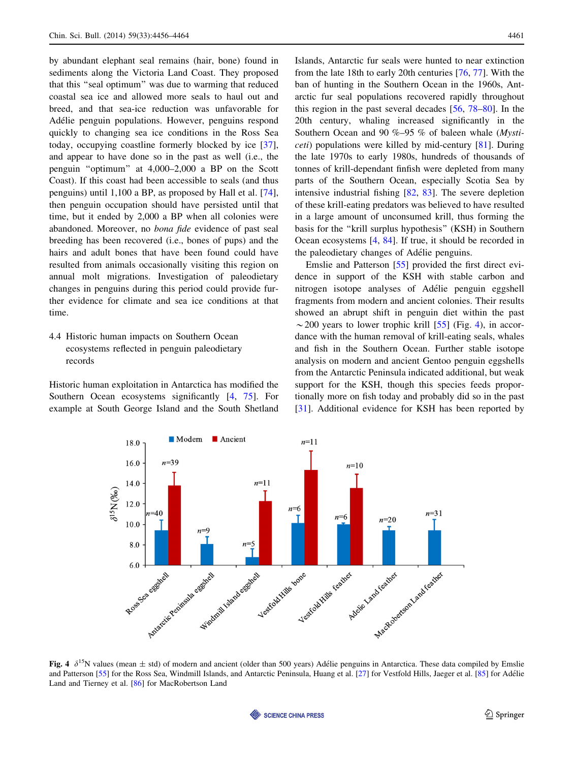by abundant elephant seal remains (hair, bone) found in sediments along the Victoria Land Coast. They proposed that this "seal optimum" was due to warming that reduced coastal sea ice and allowed more seals to haul out and breed, and that sea-ice reduction was unfavorable for Adélie penguin populations. However, penguins respond quickly to changing sea ice conditions in the Ross Sea today, occupying coastline formerly blocked by ice [37], and appear to have done so in the past as well (i.e., the penguin "optimum" at 4,000–2,000 a BP on the Scott Coast). If this coast had been accessible to seals (and thus penguins) until 1,100 a BP, as proposed by Hall et al. [74], then penguin occupation should have persisted until that time, but it ended by 2,000 a BP when all colonies were abandoned. Moreover, no *bona fide* evidence of past seal breeding has been recovered (i.e., bones of pups) and the hairs and adult bones that have been found could have resulted from animals occasionally visiting this region on annual molt migrations. Investigation of paleodietary changes in penguins during this period could provide further evidence for climate and sea ice conditions at that time.

### 4.4 Historic human impacts on Southern Ocean ecosystems reflected in penguin paleodietary records

Historic human exploitation in Antarctica has modified the Southern Ocean ecosystems significantly [4, 75]. For example at South George Island and the South Shetland Islands, Antarctic fur seals were hunted to near extinction from the late 18th to early 20th centuries [76, 77]. With the ban of hunting in the Southern Ocean in the 1960s, Antarctic fur seal populations recovered rapidly throughout this region in the past several decades [56, 78–80]. In the 20th century, whaling increased significantly in the Southern Ocean and 90 %–95 % of baleen whale (*Mysticeti*) populations were killed by mid-century [81]. During the late 1970s to early 1980s, hundreds of thousands of tonnes of krill-dependant finfish were depleted from many parts of the Southern Ocean, especially Scotia Sea by intensive industrial fishing [82, 83]. The severe depletion of these krill-eating predators was believed to have resulted in a large amount of unconsumed krill, thus forming the basis for the "krill surplus hypothesis" (KSH) in Southern Ocean ecosystems [4, 84]. If true, it should be recorded in the paleodietary changes of Adélie penguins.

Emslie and Patterson [55] provided the first direct evidence in support of the KSH with stable carbon and nitrogen isotope analyses of Adélie penguin eggshell fragments from modern and ancient colonies. Their results showed an abrupt shift in penguin diet within the past ~200 years to lower trophic krill [55] (Fig. 4), in accordance with the human removal of krill-eating seals, whales and fish in the Southern Ocean. Further stable isotope analysis on modern and ancient Gentoo penguin eggshells from the Antarctic Peninsula indicated additional, but weak support for the KSH, though this species feeds proportionally more on fish today and probably did so in the past [31]. Additional evidence for KSH has been reported by

**Fig. 4** $\delta^{15}N$ values (mean ± std) of modern and ancient (older than 500 years) Adélie penguins in Antarctica. These data compiled by Emslie and Patterson [55] for the Ross Sea, Windmill Islands, and Antarctic Peninsula, Huang et al. [27] for Vestfold Hills, Jaeger et al. [85] for Adélie Land and Tierney et al. [86] for MacRobertson Land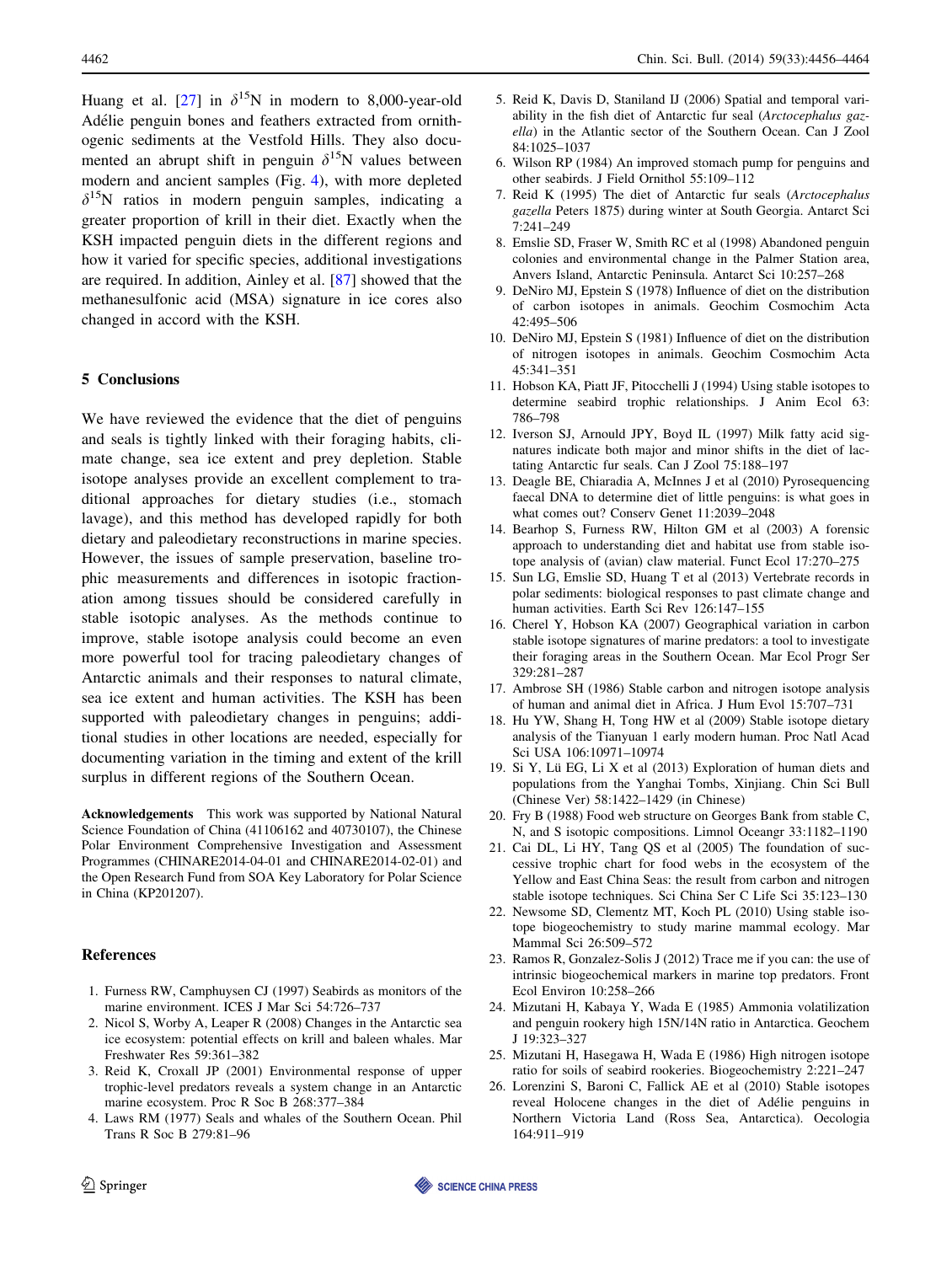Huang et al. [27] in $\delta^{15}N$ in modern to 8,000-year-old Adélie penguin bones and feathers extracted from ornithogenic sediments at the Vestfold Hills. They also documented an abrupt shift in penguin $\delta^{15}N$ values between modern and ancient samples (Fig. 4), with more depleted $\delta^{15}N$ ratios in modern penguin samples, indicating a greater proportion of krill in their diet. Exactly when the KSH impacted penguin diets in the different regions and how it varied for specific species, additional investigations are required. In addition, Ainley et al. [87] showed that the methanesulfonic acid (MSA) signature in ice cores also changed in accord with the KSH.

## 5 Conclusions

We have reviewed the evidence that the diet of penguins and seals is tightly linked with their foraging habits, climate change, sea ice extent and prey depletion. Stable isotope analyses provide an excellent complement to traditional approaches for dietary studies (i.e., stomach lavage), and this method has developed rapidly for both dietary and paleodietary reconstructions in marine species. However, the issues of sample preservation, baseline trophic measurements and differences in isotopic fractionation among tissues should be considered carefully in stable isotopic analyses. As the methods continue to improve, stable isotope analysis could become an even more powerful tool for tracing paleodietary changes of Antarctic animals and their responses to natural climate, sea ice extent and human activities. The KSH has been supported with paleodietary changes in penguins; additional studies in other locations are needed, especially for documenting variation in the timing and extent of the krill surplus in different regions of the Southern Ocean.

**Acknowledgements** This work was supported by National Natural Science Foundation of China (41106162 and 40730107), the Chinese Polar Environment Comprehensive Investigation and Assessment Programmes (CHINARE2014-04-01 and CHINARE2014-02-01) and the Open Research Fund from SOA Key Laboratory for Polar Science in China (KP201207).

## References

1. Furness RW, Camphuysen CJ (1997) Seabirds as monitors of the marine environment. ICES J Mar Sci 54:726–737
2. Nicol S, Worby A, Leaper R (2008) Changes in the Antarctic sea ice ecosystem: potential effects on krill and baleen whales. Mar Freshwater Res 59:361–382
3. Reid K, Croxall JP (2001) Environmental response of upper trophic-level predators reveals a system change in an Antarctic marine ecosystem. Proc R Soc B 268:377–384
4. Laws RM (1977) Seals and whales of the Southern Ocean. Phil Trans R Soc B 279:81–96
5. Reid K, Davis D, Staniland IJ (2006) Spatial and temporal variability in the fish diet of Antarctic fur seal (*Arctocephalus gazella*) in the Atlantic sector of the Southern Ocean. Can J Zool 84:1025–1037
6. Wilson RP (1984) An improved stomach pump for penguins and other seabirds. J Field Ornithol 55:109–112
7. Reid K (1995) The diet of Antarctic fur seals (*Arctocephalus gazella* Peters 1875) during winter at South Georgia. Antarct Sci 7:241–249
8. Emslie SD, Fraser W, Smith RC et al (1998) Abandoned penguin colonies and environmental change in the Palmer Station area, Anvers Island, Antarctic Peninsula. Antarct Sci 10:257–268
9. DeNiro MJ, Epstein S (1978) Influence of diet on the distribution of carbon isotopes in animals. Geochim Cosmochim Acta 42:495–506
10. DeNiro MJ, Epstein S (1981) Influence of diet on the distribution of nitrogen isotopes in animals. Geochim Cosmochim Acta 45:341–351
11. Hobson KA, Piatt JF, Pitocchelli J (1994) Using stable isotopes to determine seabird trophic relationships. J Anim Ecol 63: 786–798
12. Iverson SJ, Arnould JPY, Boyd IL (1997) Milk fatty acid signatures indicate both major and minor shifts in the diet of lactating Antarctic fur seals. Can J Zool 75:188–197
13. Deagle BE, Chiaradia A, McInnes J et al (2010) Pyrosequencing faecal DNA to determine diet of little penguins: is what goes in what comes out? Conserv Genet 11:2039–2048
14. Bearhop S, Furness RW, Hilton GM et al (2003) A forensic approach to understanding diet and habitat use from stable isotope analysis of (avian) claw material. Funct Ecol 17:270–275
15. Sun LG, Emslie SD, Huang T et al (2013) Vertebrate records in polar sediments: biological responses to past climate change and human activities. Earth Sci Rev 126:147–155
16. Cherel Y, Hobson KA (2007) Geographical variation in carbon stable isotope signatures of marine predators: a tool to investigate their foraging areas in the Southern Ocean. Mar Ecol Progr Ser 329:281–287
17. Ambrose SH (1986) Stable carbon and nitrogen isotope analysis of human and animal diet in Africa. J Hum Evol 15:707–731
18. Hu YW, Shang H, Tong HW et al (2009) Stable isotope dietary analysis of the Tianyuan 1 early modern human. Proc Natl Acad Sci USA 106:10971–10974
19. Si Y, Lü EG, Li X et al (2013) Exploration of human diets and populations from the Yanghai Tombs, Xinjiang. Chin Sci Bull (Chinese Ver) 58:1422–1429 (in Chinese)
20. Fry B (1988) Food web structure on Georges Bank from stable C, N, and S isotopic compositions. Limnol Oceangr 33:1182–1190
21. Cai DL, Li HY, Tang QS et al (2005) The foundation of successive trophic chart for food webs in the ecosystem of the Yellow and East China Seas: the result from carbon and nitrogen stable isotope techniques. Sci China Ser C Life Sci 35:123–130
22. Newsome SD, Clementz MT, Koch PL (2010) Using stable isotope biogeochemistry to study marine mammal ecology. Mar Mammal Sci 26:509–572
23. Ramos R, Gonzalez-Solis J (2012) Trace me if you can: the use of intrinsic biogeochemical markers in marine top predators. Front Ecol Environ 10:258–266
24. Mizutani H, Kabaya Y, Wada E (1985) Ammonia volatilization and penguin rookery high 15N/14N ratio in Antarctica. Geochem J 19:323–327
25. Mizutani H, Hasegawa H, Wada E (1986) High nitrogen isotope ratio for soils of seabird rookeries. Biogeochemistry 2:221–247
26. Lorenzini S, Baroni C, Fallick AE et al (2010) Stable isotopes reveal Holocene changes in the diet of Adélie penguins in Northern Victoria Land (Ross Sea, Antarctica). Oecologia 164:911–919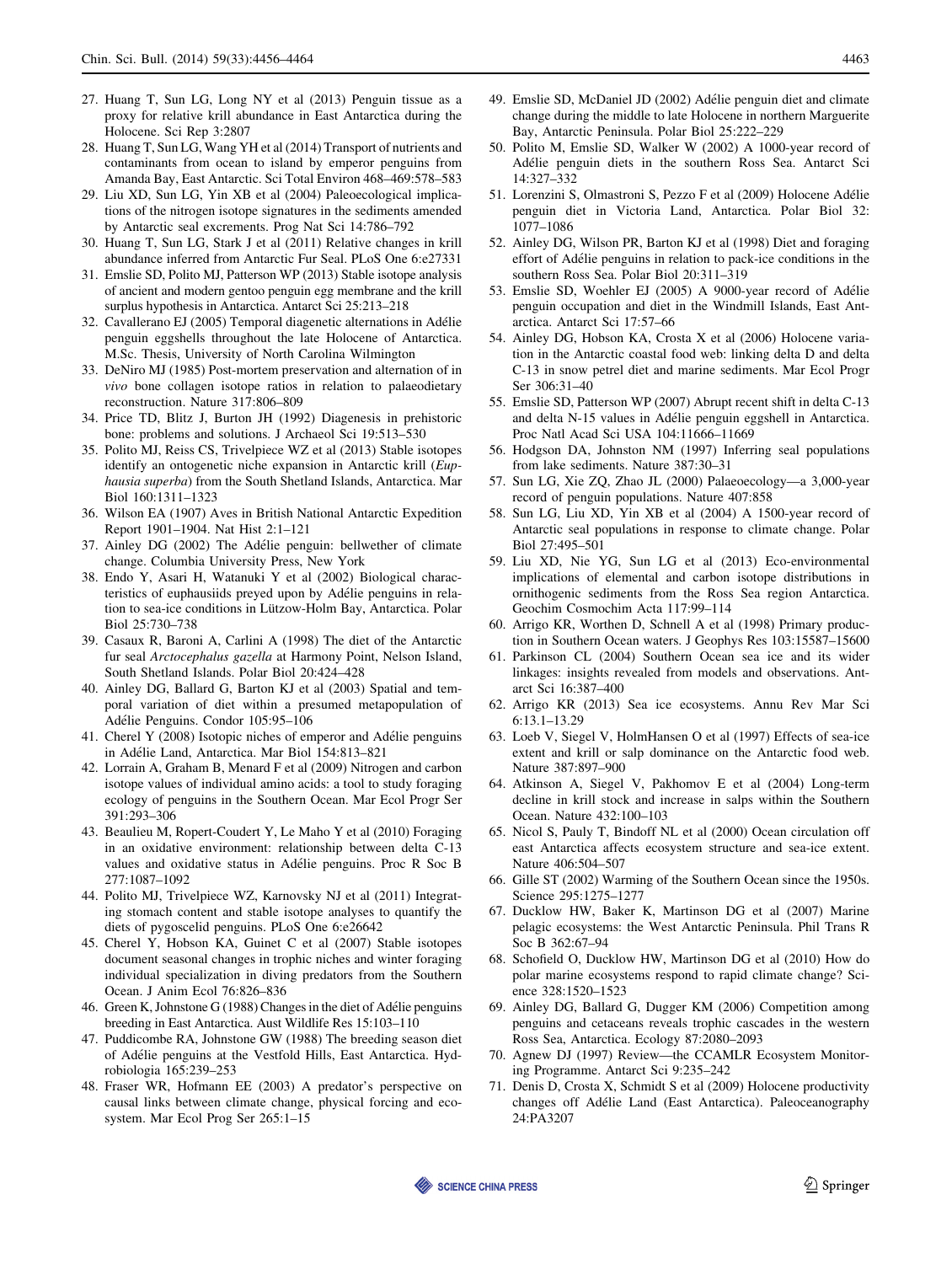27. Huang T, Sun LG, Long NY et al (2013) Penguin tissue as a proxy for relative krill abundance in East Antarctica during the Holocene. Sci Rep 3:2807
28. Huang T, Sun LG, Wang YH et al (2014) Transport of nutrients and contaminants from ocean to island by emperor penguins from Amanda Bay, East Antarctic. Sci Total Environ 468–469:578–583
29. Liu XD, Sun LG, Yin XB et al (2004) Paleoecological implications of the nitrogen isotope signatures in the sediments amended by Antarctic seal excrements. Prog Nat Sci 14:786–792
30. Huang T, Sun LG, Stark J et al (2011) Relative changes in krill abundance inferred from Antarctic Fur Seal. PLoS One 6:e27331
31. Emslie SD, Polito MJ, Patterson WP (2013) Stable isotope analysis of ancient and modern gentoo penguin egg membrane and the krill surplus hypothesis in Antarctica. Antarct Sci 25:213–218
32. Cavallerano EJ (2005) Temporal diagenetic alternations in Adélie penguin eggshells throughout the late Holocene of Antarctica. M.Sc. Thesis, University of North Carolina Wilmington
33. DeNiro MJ (1985) Post-mortem preservation and alternation of in *vivo* bone collagen isotope ratios in relation to palaeodietary reconstruction. Nature 317:806–809
34. Price TD, Blitz J, Burton JH (1992) Diagenesis in prehistoric bone: problems and solutions. J Archaeol Sci 19:513–530
35. Polito MJ, Reiss CS, Trivelpiece WZ et al (2013) Stable isotopes identify an ontogenetic niche expansion in Antarctic krill (*Euphausia superba*) from the South Shetland Islands, Antarctica. Mar Biol 160:1311–1323
36. Wilson EA (1907) Aves in British National Antarctic Expedition Report 1901–1904. Nat Hist 2:1–121
37. Ainley DG (2002) The Adélie penguin: bellwether of climate change. Columbia University Press, New York
38. Endo Y, Asari H, Watanuki Y et al (2002) Biological characteristics of euphausiids preyed upon by Adélie penguins in relation to sea-ice conditions in Lützow-Holm Bay, Antarctica. Polar Biol 25:730–738
39. Casaux R, Baroni A, Carlini A (1998) The diet of the Antarctic fur seal *Arctocephalus gazella* at Harmony Point, Nelson Island, South Shetland Islands. Polar Biol 20:424–428
40. Ainley DG, Ballard G, Barton KJ et al (2003) Spatial and temporal variation of diet within a presumed metapopulation of Adélie Penguins. Condor 105:95–106
41. Cherel Y (2008) Isotopic niches of emperor and Adélie penguins in Adélie Land, Antarctica. Mar Biol 154:813–821
42. Lorrain A, Graham B, Menard F et al (2009) Nitrogen and carbon isotope values of individual amino acids: a tool to study foraging ecology of penguins in the Southern Ocean. Mar Ecol Progr Ser 391:293–306
43. Beaulieu M, Ropert-Coudert Y, Le Maho Y et al (2010) Foraging in an oxidative environment: relationship between delta C-13 values and oxidative status in Adélie penguins. Proc R Soc B 277:1087–1092
44. Polito MJ, Trivelpiece WZ, Karnovsky NJ et al (2011) Integrating stomach content and stable isotope analyses to quantify the diets of pygoscelid penguins. PLoS One 6:e26642
45. Cherel Y, Hobson KA, Guinet C et al (2007) Stable isotopes document seasonal changes in trophic niches and winter foraging individual specialization in diving predators from the Southern Ocean. J Anim Ecol 76:826–836
46. Green K, Johnstone G (1988) Changes in the diet of Adélie penguins breeding in East Antarctica. Aust Wildlife Res 15:103–110
47. Puddicombe RA, Johnstone GW (1988) The breeding season diet of Adélie penguins at the Vestfold Hills, East Antarctica. Hydrobiologia 165:239–253
48. Fraser WR, Hofmann EE (2003) A predator's perspective on causal links between climate change, physical forcing and ecosystem. Mar Ecol Prog Ser 265:1–15
49. Emslie SD, McDaniel JD (2002) Adélie penguin diet and climate change during the middle to late Holocene in northern Marguerite Bay, Antarctic Peninsula. Polar Biol 25:222–229
50. Polito M, Emslie SD, Walker W (2002) A 1000-year record of Adélie penguin diets in the southern Ross Sea. Antarct Sci 14:327–332
51. Lorenzini S, Olmastroni S, Pezzo F et al (2009) Holocene Adélie penguin diet in Victoria Land, Antarctica. Polar Biol 32: 1077–1086
52. Ainley DG, Wilson PR, Barton KJ et al (1998) Diet and foraging effort of Adélie penguins in relation to pack-ice conditions in the southern Ross Sea. Polar Biol 20:311–319
53. Emslie SD, Woehler EJ (2005) A 9000-year record of Adélie penguin occupation and diet in the Windmill Islands, East Antarctica. Antarct Sci 17:57–66
54. Ainley DG, Hobson KA, Crosta X et al (2006) Holocene variation in the Antarctic coastal food web: linking delta D and delta C-13 in snow petrel diet and marine sediments. Mar Ecol Progr Ser 306:31–40
55. Emslie SD, Patterson WP (2007) Abrupt recent shift in delta C-13 and delta N-15 values in Adélie penguin eggshell in Antarctica. Proc Natl Acad Sci USA 104:11666–11669
56. Hodgson DA, Johnston NM (1997) Inferring seal populations from lake sediments. Nature 387:30–31
57. Sun LG, Xie ZQ, Zhao JL (2000) Palaeoecology—a 3,000-year record of penguin populations. Nature 407:858
58. Sun LG, Liu XD, Yin XB et al (2004) A 1500-year record of Antarctic seal populations in response to climate change. Polar Biol 27:495–501
59. Liu XD, Nie YG, Sun LG et al (2013) Eco-environmental implications of elemental and carbon isotope distributions in ornithogenic sediments from the Ross Sea region Antarctica. Geochim Cosmochim Acta 117:99–114
60. Arrigo KR, Worthen D, Schnell A et al (1998) Primary production in Southern Ocean waters. J Geophys Res 103:15587–15600
61. Parkinson CL (2004) Southern Ocean sea ice and its wider linkages: insights revealed from models and observations. Antarct Sci 16:387–400
62. Arrigo KR (2013) Sea ice ecosystems. Annu Rev Mar Sci 6:13.1–13.29
63. Loeb V, Siegel V, HolmHansen O et al (1997) Effects of sea-ice extent and krill or salp dominance on the Antarctic food web. Nature 387:897–900
64. Atkinson A, Siegel V, Pakhomov E et al (2004) Long-term decline in krill stock and increase in salps within the Southern Ocean. Nature 432:100–103
65. Nicol S, Pauly T, Bindoff NL et al (2000) Ocean circulation off east Antarctica affects ecosystem structure and sea-ice extent. Nature 406:504–507
66. Gille ST (2002) Warming of the Southern Ocean since the 1950s. Science 295:1275–1277
67. Ducklow HW, Baker K, Martinson DG et al (2007) Marine pelagic ecosystems: the West Antarctic Peninsula. Phil Trans R Soc B 362:67–94
68. Schofield O, Ducklow HW, Martinson DG et al (2010) How do polar marine ecosystems respond to rapid climate change? Science 328:1520–1523
69. Ainley DG, Ballard G, Dugger KM (2006) Competition among penguins and cetaceans reveals trophic cascades in the western Ross Sea, Antarctica. Ecology 87:2080–2093
70. Agnew DJ (1997) Review—the CCAMLR Ecosystem Monitoring Programme. Antarct Sci 9:235–242
71. Denis D, Crosta X, Schmidt S et al (2009) Holocene productivity changes off Adélie Land (East Antarctica). Paleoceanography 24:PA3207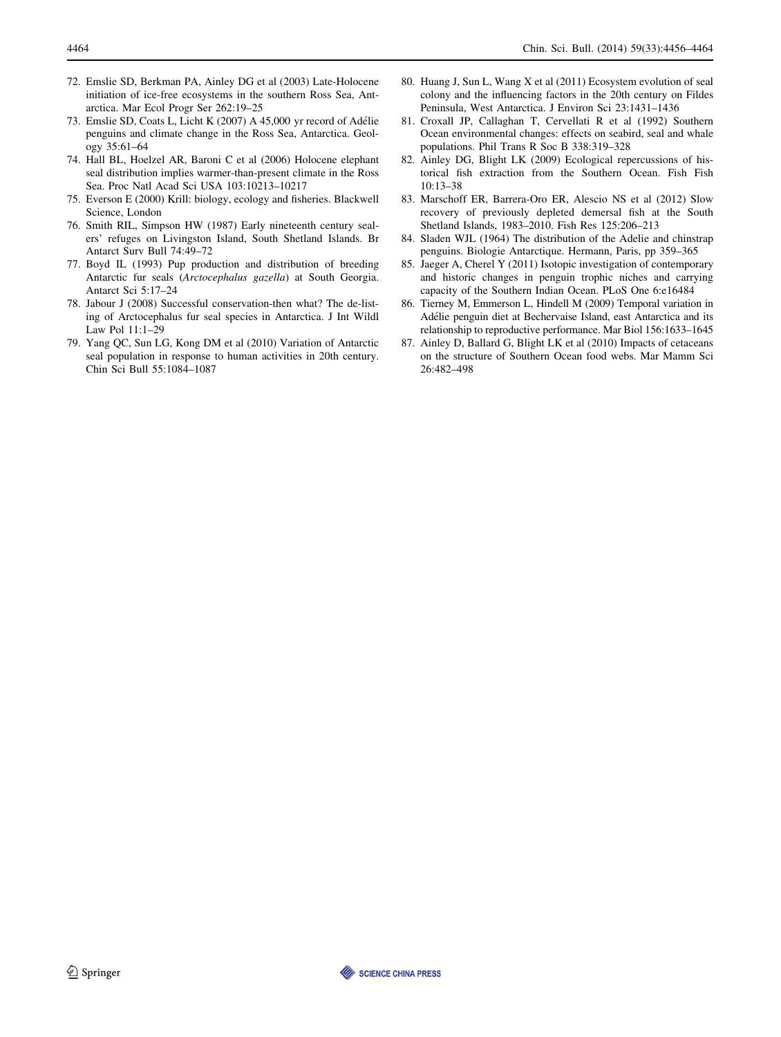72. Emslie SD, Berkman PA, Ainley DG et al (2003) Late-Holocene initiation of ice-free ecosystems in the southern Ross Sea, Antarctica. Mar Ecol Progr Ser 262:19–25
73. Emslie SD, Coats L, Licht K (2007) A 45,000 yr record of Adélie penguins and climate change in the Ross Sea, Antarctica. Geology 35:61–64
74. Hall BL, Hoelzel AR, Baroni C et al (2006) Holocene elephant seal distribution implies warmer-than-present climate in the Ross Sea. Proc Natl Acad Sci USA 103:10213–10217
75. Everson E (2000) Krill: biology, ecology and fisheries. Blackwell Science, London
76. Smith RIL, Simpson HW (1987) Early nineteenth century sealers' refuges on Livingston Island, South Shetland Islands. Br Antarct Surv Bull 74:49–72
77. Boyd IL (1993) Pup production and distribution of breeding Antarctic fur seals (*Arctocephalus gazella*) at South Georgia. Antarct Sci 5:17–24
78. Jabour J (2008) Successful conservation-then what? The de-listing of Arctocephalus fur seal species in Antarctica. J Int Wildl Law Pol 11:1–29
79. Yang QC, Sun LG, Kong DM et al (2010) Variation of Antarctic seal population in response to human activities in 20th century. Chin Sci Bull 55:1084–1087
80. Huang J, Sun L, Wang X et al (2011) Ecosystem evolution of seal colony and the influencing factors in the 20th century on Fildes Peninsula, West Antarctica. J Environ Sci 23:1431–1436
81. Croxall JP, Callaghan T, Cervellati R et al (1992) Southern Ocean environmental changes: effects on seabird, seal and whale populations. Phil Trans R Soc B 338:319–328
82. Ainley DG, Blight LK (2009) Ecological repercussions of historical fish extraction from the Southern Ocean. Fish Fish 10:13–38
83. Marschoff ER, Barrera-Oro ER, Alescio NS et al (2012) Slow recovery of previously depleted demersal fish at the South Shetland Islands, 1983–2010. Fish Res 125:206–213
84. Sladen WJL (1964) The distribution of the Adelie and chinstrap penguins. Biologie Antarctique. Hermann, Paris, pp 359–365
85. Jaeger A, Cherel Y (2011) Isotopic investigation of contemporary and historic changes in penguin trophic niches and carrying capacity of the Southern Indian Ocean. PLoS One 6:e16484
86. Tierney M, Emmerson L, Hindell M (2009) Temporal variation in Adélie penguin diet at Bechervaise Island, east Antarctica and its relationship to reproductive performance. Mar Biol 156:1633–1645
87. Ainley D, Ballard G, Blight LK et al (2010) Impacts of cetaceans on the structure of Southern Ocean food webs. Mar Mamm Sci 26:482–498